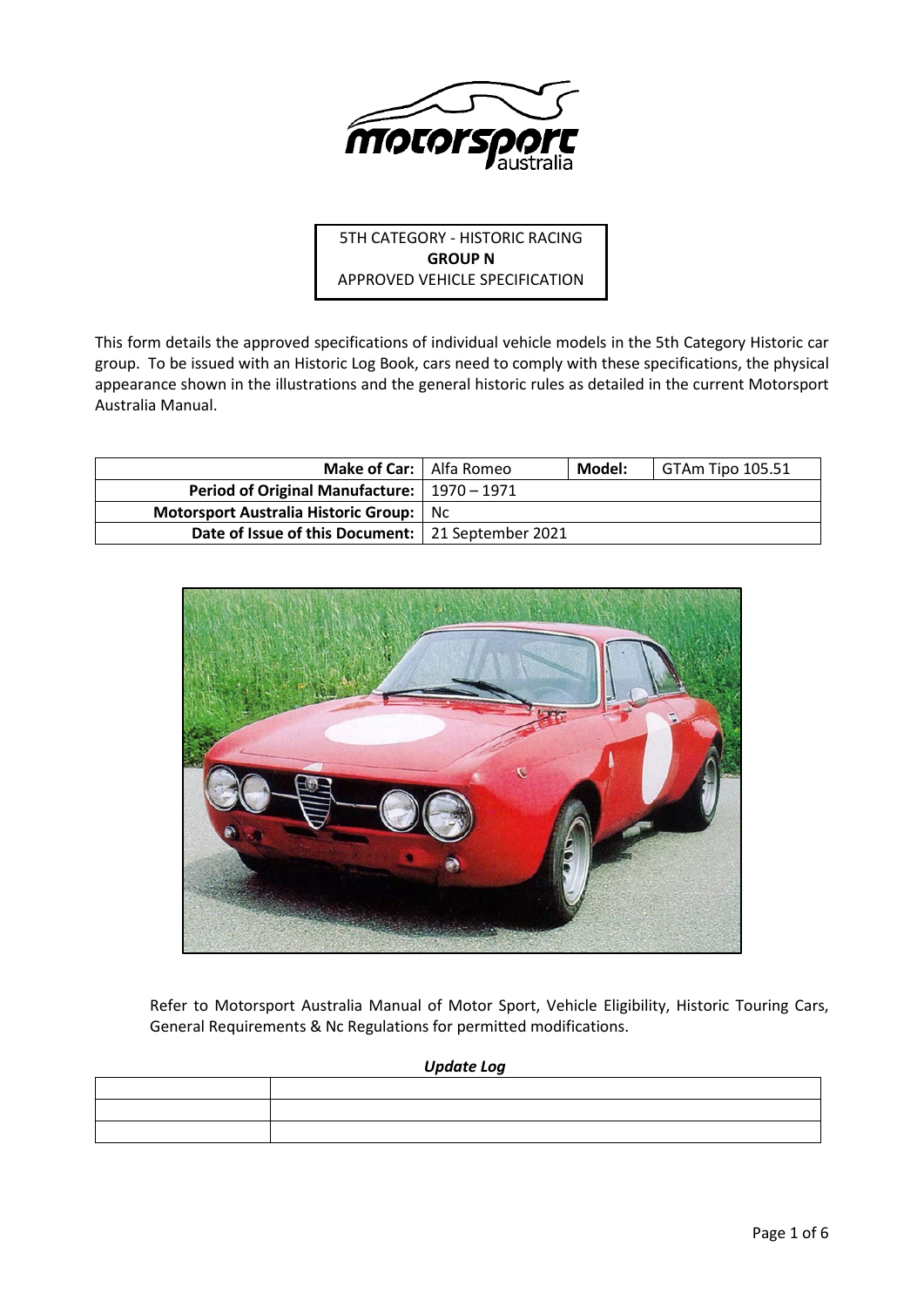5TH CATEGORY - HISTORIC RACING
**GROUP N**
APPROVED VEHICLE SPECIFICATION

This form details the approved specifications of individual vehicle models in the 5th Category Historic car group. To be issued with an Historic Log Book, cars need to comply with these specifications, the physical appearance shown in the illustrations and the general historic rules as detailed in the current Motorsport Australia Manual.

| | | | |
|---|---|---|---|
| **Make of Car:** | Alfa Romeo | **Model:** | GTAm Tipo 105.51 |
| **Period of Original Manufacture:** | 1970 – 1971 | | |
| **Motorsport Australia Historic Group:** | Nc | | |
| **Date of Issue of this Document:** | 21 September 2021 | | |

Refer to Motorsport Australia Manual of Motor Sport, Vehicle Eligibility, Historic Touring Cars, General Requirements & Nc Regulations for permitted modifications.

***Update Log***

| | |
|---|---|
| | |
| | |
| | |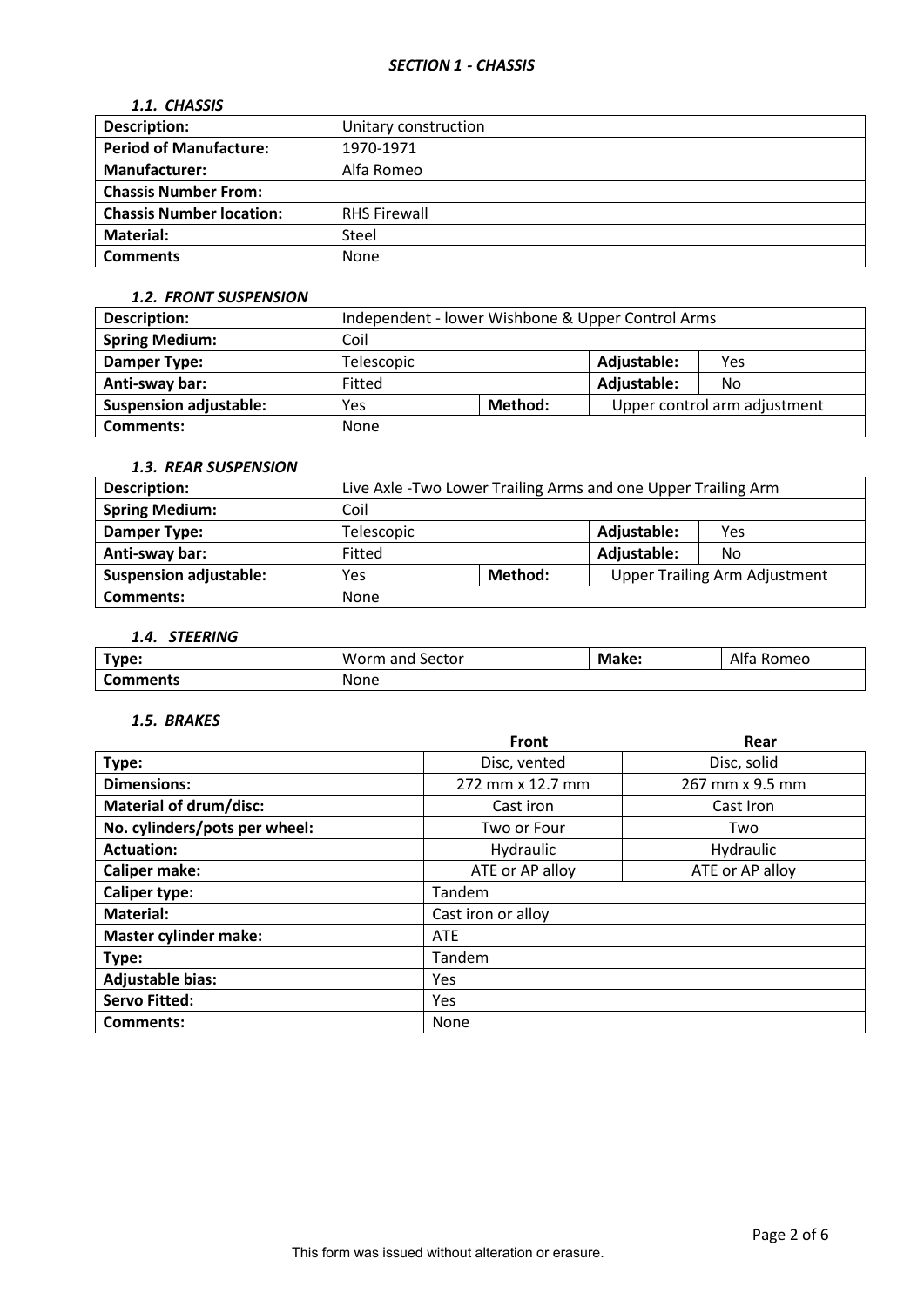## *SECTION 1 - CHASSIS*

### *1.1. CHASSIS*

| | |
|---|---|
| **Description:** | Unitary construction |
| **Period of Manufacture:** | 1970-1971 |
| **Manufacturer:** | Alfa Romeo |
| **Chassis Number From:** | |
| **Chassis Number location:** | RHS Firewall |
| **Material:** | Steel |
| **Comments** | None |

### *1.2. FRONT SUSPENSION*

| | | | | |
|---|---|---|---|---|
| **Description:** | Independent - lower Wishbone & Upper Control Arms | | | |
| **Spring Medium:** | Coil | | | |
| **Damper Type:** | Telescopic | | **Adjustable:** | Yes |
| **Anti-sway bar:** | Fitted | | **Adjustable:** | No |
| **Suspension adjustable:** | Yes | **Method:** | Upper control arm adjustment | |
| **Comments:** | None | | | |

### *1.3. REAR SUSPENSION*

| | | | | |
|---|---|---|---|---|
| **Description:** | Live Axle -Two Lower Trailing Arms and one Upper Trailing Arm | | | |
| **Spring Medium:** | Coil | | | |
| **Damper Type:** | Telescopic | | **Adjustable:** | Yes |
| **Anti-sway bar:** | Fitted | | **Adjustable:** | No |
| **Suspension adjustable:** | Yes | **Method:** | Upper Trailing Arm Adjustment | |
| **Comments:** | None | | | |

### *1.4. STEERING*

| | | | |
|---|---|---|---|
| **Type:** | Worm and Sector | **Make:** | Alfa Romeo |
| **Comments** | None | | |

### *1.5. BRAKES*

| | **Front** | **Rear** |
|---|---|---|
| **Type:** | Disc, vented | Disc, solid |
| **Dimensions:** | 272 mm x 12.7 mm | 267 mm x 9.5 mm |
| **Material of drum/disc:** | Cast iron | Cast Iron |
| **No. cylinders/pots per wheel:** | Two or Four | Two |
| **Actuation:** | Hydraulic | Hydraulic |
| **Caliper make:** | ATE or AP alloy | ATE or AP alloy |
| **Caliper type:** | Tandem | |
| **Material:** | Cast iron or alloy | |
| **Master cylinder make:** | ATE | |
| **Type:** | Tandem | |
| **Adjustable bias:** | Yes | |
| **Servo Fitted:** | Yes | |
| **Comments:** | None | |

This form was issued without alteration or erasure.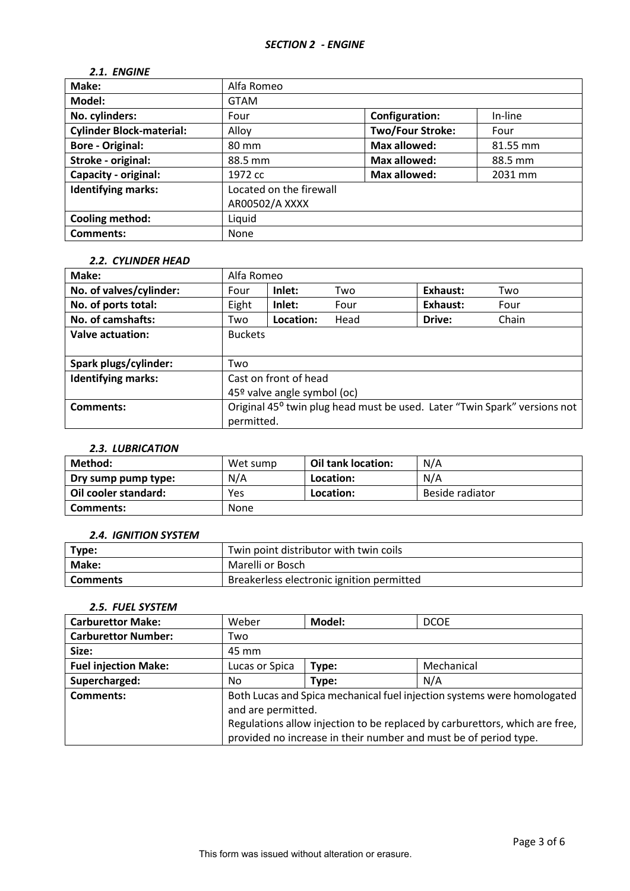## *SECTION 2 - ENGINE*

### *2.1. ENGINE*

| **Make:** | Alfa Romeo | | |
|---|---|---|---|
| **Model:** | GTAM | | |
| **No. cylinders:** | Four | **Configuration:** | In-line |
| **Cylinder Block-material:** | Alloy | **Two/Four Stroke:** | Four |
| **Bore - Original:** | 80 mm | **Max allowed:** | 81.55 mm |
| **Stroke - original:** | 88.5 mm | **Max allowed:** | 88.5 mm |
| **Capacity - original:** | 1972 cc | **Max allowed:** | 2031 mm |
| **Identifying marks:** | Located on the firewall<br>AR00502/A XXXX | | |
| **Cooling method:** | Liquid | | |
| **Comments:** | None | | |

### *2.2. CYLINDER HEAD*

| **Make:** | Alfa Romeo | | | | |
|---|---|---|---|---|---|
| **No. of valves/cylinder:** | Four | **Inlet:** | Two | **Exhaust:** | Two |
| **No. of ports total:** | Eight | **Inlet:** | Four | **Exhaust:** | Four |
| **No. of camshafts:** | Two | **Location:** | Head | **Drive:** | Chain |
| **Valve actuation:** | Buckets | | | | |
| **Spark plugs/cylinder:** | Two | | | | |
| **Identifying marks:** | Cast on front of head<br>45º valve angle symbol (oc) | | | | |
| **Comments:** | Original 45⁰ twin plug head must be used. Later "Twin Spark" versions not permitted. | | | | |

### *2.3. LUBRICATION*

| **Method:** | Wet sump | **Oil tank location:** | N/A |
|---|---|---|---|
| **Dry sump pump type:** | N/A | **Location:** | N/A |
| **Oil cooler standard:** | Yes | **Location:** | Beside radiator |
| **Comments:** | None | | |

### *2.4. IGNITION SYSTEM*

| **Type:** | Twin point distributor with twin coils |
|---|---|
| **Make:** | Marelli or Bosch |
| **Comments** | Breakerless electronic ignition permitted |

### *2.5. FUEL SYSTEM*

| **Carburettor Make:** | Weber | **Model:** | DCOE |
|---|---|---|---|
| **Carburettor Number:** | Two | | |
| **Size:** | 45 mm | | |
| **Fuel injection Make:** | Lucas or Spica | **Type:** | Mechanical |
| **Supercharged:** | No | **Type:** | N/A |
| **Comments:** | Both Lucas and Spica mechanical fuel injection systems were homologated and are permitted.<br>Regulations allow injection to be replaced by carburettors, which are free, provided no increase in their number and must be of period type. | | |

This form was issued without alteration or erasure.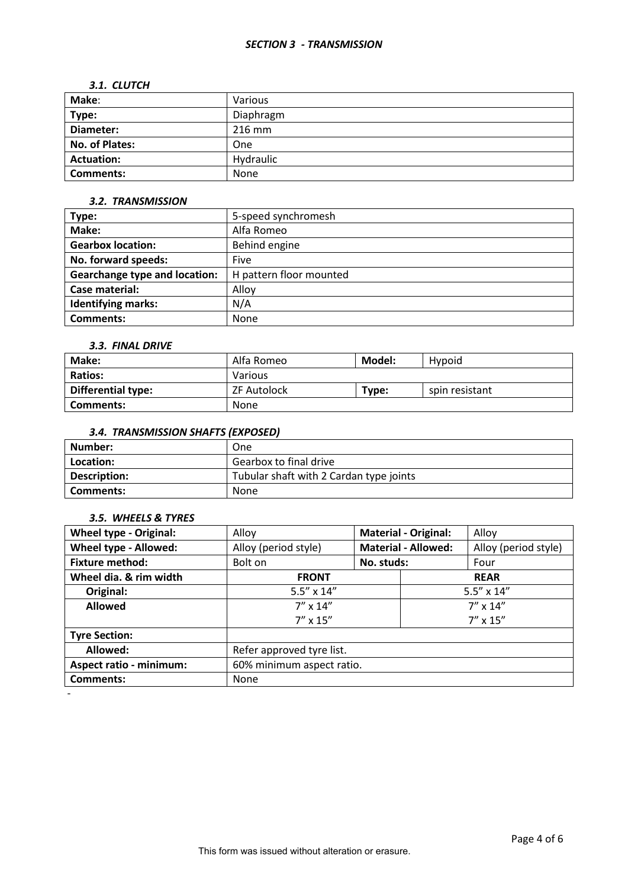## *SECTION 3 - TRANSMISSION*

### *3.1. CLUTCH*

| **Make**: | Various |
|---|---|
| **Type:** | Diaphragm |
| **Diameter:** | 216 mm |
| **No. of Plates:** | One |
| **Actuation:** | Hydraulic |
| **Comments:** | None |

### *3.2. TRANSMISSION*

| **Type:** | 5-speed synchromesh |
|---|---|
| **Make:** | Alfa Romeo |
| **Gearbox location:** | Behind engine |
| **No. forward speeds:** | Five |
| **Gearchange type and location:** | H pattern floor mounted |
| **Case material:** | Alloy |
| **Identifying marks:** | N/A |
| **Comments:** | None |

### *3.3. FINAL DRIVE*

| **Make:** | Alfa Romeo | **Model:** | Hypoid |
|---|---|---|---|
| **Ratios:** | Various | | |
| **Differential type:** | ZF Autolock | **Type:** | spin resistant |
| **Comments:** | None | | |

### *3.4. TRANSMISSION SHAFTS (EXPOSED)*

| **Number:** | One |
|---|---|
| **Location:** | Gearbox to final drive |
| **Description:** | Tubular shaft with 2 Cardan type joints |
| **Comments:** | None |

### *3.5. WHEELS & TYRES*

| **Wheel type - Original:** | Alloy | **Material - Original:** | Alloy |
|---|---|---|---|
| **Wheel type - Allowed:** | Alloy (period style) | **Material - Allowed:** | Alloy (period style) |
| **Fixture method:** | Bolt on | **No. studs:** | Four |
| **Wheel dia. & rim width** | **FRONT** | | **REAR** |
| **Original:** | 5.5" x 14" | | 5.5" x 14" |
| **Allowed** | 7" x 14"<br>7" x 15" | | 7" x 14"<br>7" x 15" |
| **Tyre Section:** | | | |
| **Allowed:** | Refer approved tyre list. | | |
| **Aspect ratio - minimum:** | 60% minimum aspect ratio. | | |
| **Comments:** | None | | |

-

This form was issued without alteration or erasure.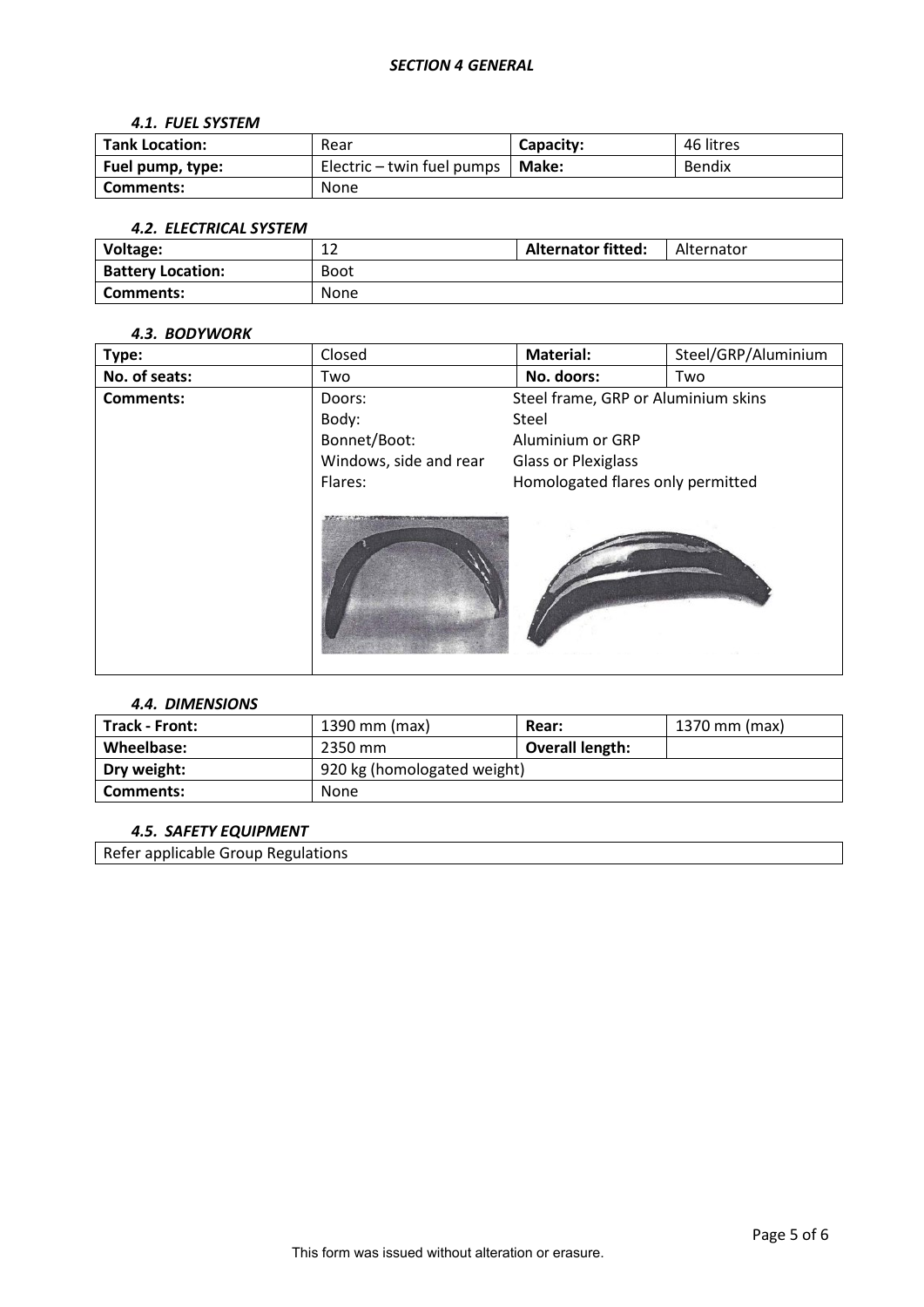## SECTION 4 GENERAL

### 4.1. FUEL SYSTEM

| **Tank Location:** | Rear | **Capacity:** | 46 litres |
|---|---|---|---|
| **Fuel pump, type:** | Electric – twin fuel pumps | **Make:** | Bendix |
| **Comments:** | None | | |

### 4.2. ELECTRICAL SYSTEM

| **Voltage:** | 12 | **Alternator fitted:** | Alternator |
|---|---|---|---|
| **Battery Location:** | Boot | | |
| **Comments:** | None | | |

### 4.3. BODYWORK

| **Type:** | Closed | **Material:** | Steel/GRP/Aluminium |
|---|---|---|---|
| **No. of seats:** | Two | **No. doors:** | Two |
| **Comments:** | Doors: | Steel frame, GRP or Aluminium skins | |
| | Body: | Steel | |
| | Bonnet/Boot: | Aluminium or GRP | |
| | Windows, side and rear | Glass or Plexiglass | |
| | Flares: | Homologated flares only permitted | |

### 4.4. DIMENSIONS

| **Track - Front:** | 1390 mm (max) | **Rear:** | 1370 mm (max) |
|---|---|---|---|
| **Wheelbase:** | 2350 mm | **Overall length:** | |
| **Dry weight:** | 920 kg (homologated weight) | | |
| **Comments:** | None | | |

### 4.5. SAFETY EQUIPMENT

Refer applicable Group Regulations

This form was issued without alteration or erasure.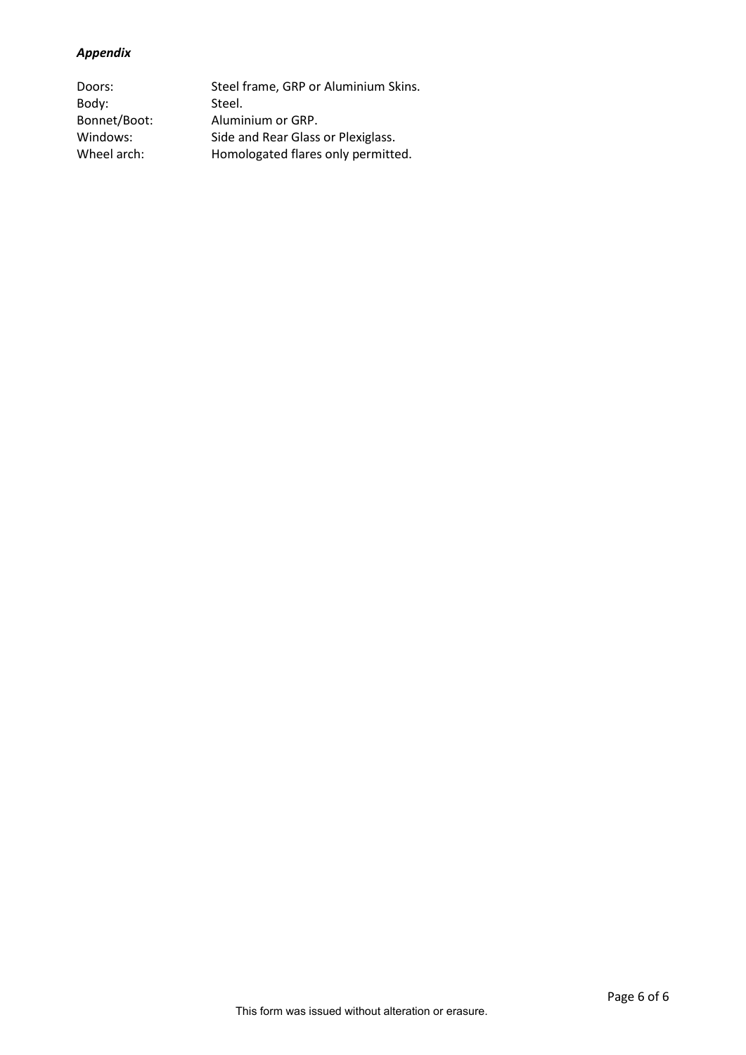***Appendix***

| | |
|---|---|
| Doors: | Steel frame, GRP or Aluminium Skins. |
| Body: | Steel. |
| Bonnet/Boot: | Aluminium or GRP. |
| Windows: | Side and Rear Glass or Plexiglass. |
| Wheel arch: | Homologated flares only permitted. |

This form was issued without alteration or erasure.